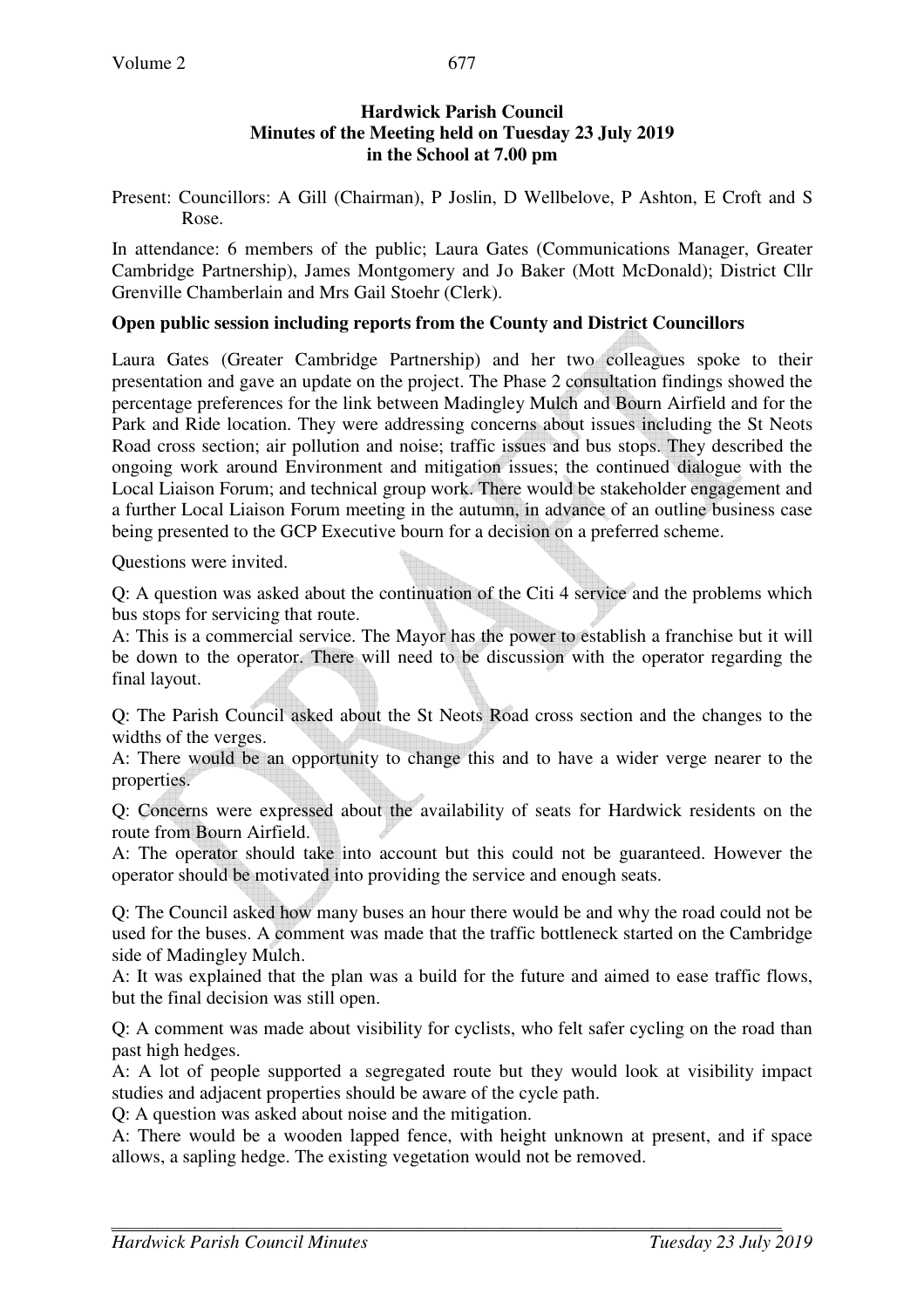**Hardwick Parish Council**
**Minutes of the Meeting held on Tuesday 23 July 2019**
**in the School at 7.00 pm**

Present: Councillors: A Gill (Chairman), P Joslin, D Wellbelove, P Ashton, E Croft and S Rose.

In attendance: 6 members of the public; Laura Gates (Communications Manager, Greater Cambridge Partnership), James Montgomery and Jo Baker (Mott McDonald); District Cllr Grenville Chamberlain and Mrs Gail Stoehr (Clerk).

**Open public session including reports from the County and District Councillors**

Laura Gates (Greater Cambridge Partnership) and her two colleagues spoke to their presentation and gave an update on the project. The Phase 2 consultation findings showed the percentage preferences for the link between Madingley Mulch and Bourn Airfield and for the Park and Ride location. They were addressing concerns about issues including the St Neots Road cross section; air pollution and noise; traffic issues and bus stops. They described the ongoing work around Environment and mitigation issues; the continued dialogue with the Local Liaison Forum; and technical group work. There would be stakeholder engagement and a further Local Liaison Forum meeting in the autumn, in advance of an outline business case being presented to the GCP Executive bourn for a decision on a preferred scheme.

Questions were invited.

Q: A question was asked about the continuation of the Citi 4 service and the problems which bus stops for servicing that route.
A: This is a commercial service. The Mayor has the power to establish a franchise but it will be down to the operator. There will need to be discussion with the operator regarding the final layout.

Q: The Parish Council asked about the St Neots Road cross section and the changes to the widths of the verges.
A: There would be an opportunity to change this and to have a wider verge nearer to the properties.

Q: Concerns were expressed about the availability of seats for Hardwick residents on the route from Bourn Airfield.
A: The operator should take into account but this could not be guaranteed. However the operator should be motivated into providing the service and enough seats.

Q: The Council asked how many buses an hour there would be and why the road could not be used for the buses. A comment was made that the traffic bottleneck started on the Cambridge side of Madingley Mulch.
A: It was explained that the plan was a build for the future and aimed to ease traffic flows, but the final decision was still open.

Q: A comment was made about visibility for cyclists, who felt safer cycling on the road than past high hedges.
A: A lot of people supported a segregated route but they would look at visibility impact studies and adjacent properties should be aware of the cycle path.
Q: A question was asked about noise and the mitigation.
A: There would be a wooden lapped fence, with height unknown at present, and if space allows, a sapling hedge. The existing vegetation would not be removed.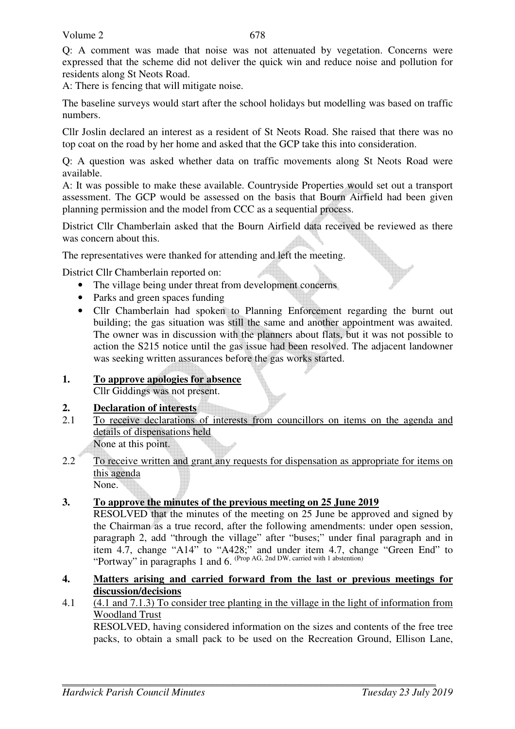Q: A comment was made that noise was not attenuated by vegetation. Concerns were expressed that the scheme did not deliver the quick win and reduce noise and pollution for residents along St Neots Road.

A: There is fencing that will mitigate noise.

The baseline surveys would start after the school holidays but modelling was based on traffic numbers.

Cllr Joslin declared an interest as a resident of St Neots Road. She raised that there was no top coat on the road by her home and asked that the GCP take this into consideration.

Q: A question was asked whether data on traffic movements along St Neots Road were available.

A: It was possible to make these available. Countryside Properties would set out a transport assessment. The GCP would be assessed on the basis that Bourn Airfield had been given planning permission and the model from CCC as a sequential process.

District Cllr Chamberlain asked that the Bourn Airfield data received be reviewed as there was concern about this.

The representatives were thanked for attending and left the meeting.

District Cllr Chamberlain reported on:

- The village being under threat from development concerns
- Parks and green spaces funding
- Cllr Chamberlain had spoken to Planning Enforcement regarding the burnt out building; the gas situation was still the same and another appointment was awaited. The owner was in discussion with the planners about flats, but it was not possible to action the S215 notice until the gas issue had been resolved. The adjacent landowner was seeking written assurances before the gas works started.

## 1. To approve apologies for absence

Cllr Giddings was not present.

## 2. Declaration of interests

2.1 <u>To receive declarations of interests from councillors on items on the agenda and details of dispensations held</u>

None at this point.

2.2 <u>To receive written and grant any requests for dispensation as appropriate for items on this agenda</u>

None.

## 3. To approve the minutes of the previous meeting on 25 June 2019

RESOLVED that the minutes of the meeting on 25 June be approved and signed by the Chairman as a true record, after the following amendments: under open session, paragraph 2, add "through the village" after "buses;" under final paragraph and in item 4.7, change "A14" to "A428;" and under item 4.7, change "Green End" to "Portway" in paragraphs 1 and 6. (Prop AG, 2nd DW, carried with 1 abstention)

## 4. Matters arising and carried forward from the last or previous meetings for discussion/decisions

4.1 <u>(4.1 and 7.1.3) To consider tree planting in the village in the light of information from Woodland Trust</u>

RESOLVED, having considered information on the sizes and contents of the free tree packs, to obtain a small pack to be used on the Recreation Ground, Ellison Lane,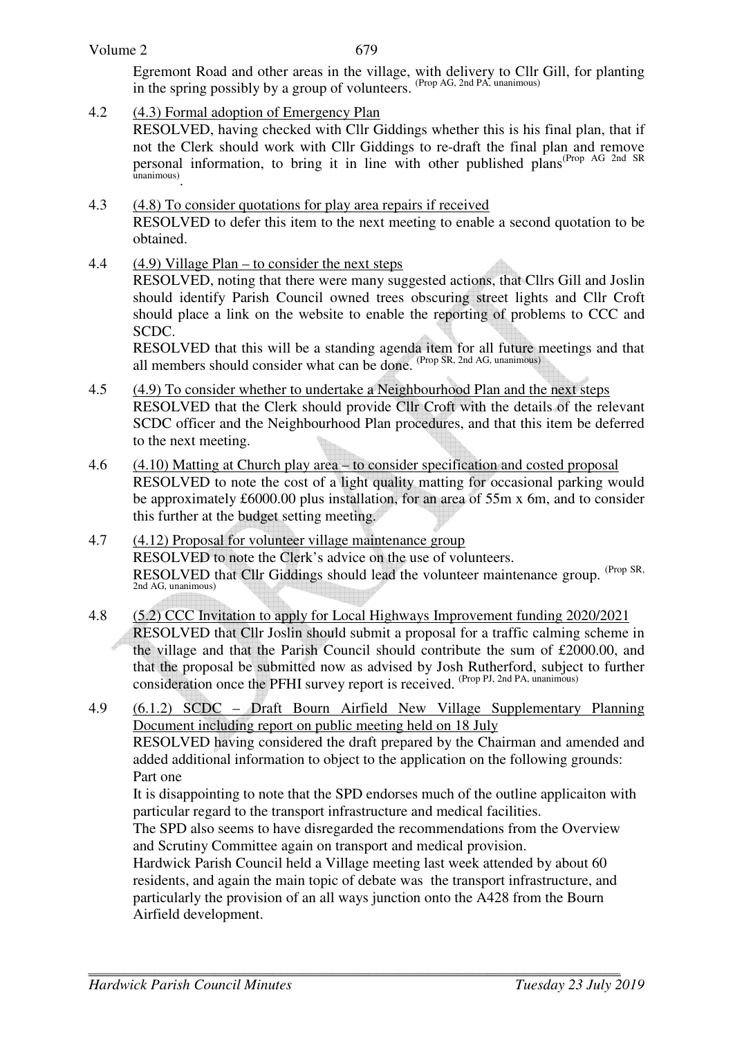Egremont Road and other areas in the village, with delivery to Cllr Gill, for planting in the spring possibly by a group of volunteers. (Prop AG, 2nd PA, unanimous)

4.2 (4.3) Formal adoption of Emergency Plan
RESOLVED, having checked with Cllr Giddings whether this is his final plan, that if not the Clerk should work with Cllr Giddings to re-draft the final plan and remove personal information, to bring it in line with other published plans(Prop AG 2nd SR unanimous).

4.3 (4.8) To consider quotations for play area repairs if received
RESOLVED to defer this item to the next meeting to enable a second quotation to be obtained.

4.4 (4.9) Village Plan – to consider the next steps
RESOLVED, noting that there were many suggested actions, that Cllrs Gill and Joslin should identify Parish Council owned trees obscuring street lights and Cllr Croft should place a link on the website to enable the reporting of problems to CCC and SCDC.
RESOLVED that this will be a standing agenda item for all future meetings and that all members should consider what can be done. (Prop SR, 2nd AG, unanimous)

4.5 (4.9) To consider whether to undertake a Neighbourhood Plan and the next steps
RESOLVED that the Clerk should provide Cllr Croft with the details of the relevant SCDC officer and the Neighbourhood Plan procedures, and that this item be deferred to the next meeting.

4.6 (4.10) Matting at Church play area – to consider specification and costed proposal
RESOLVED to note the cost of a light quality matting for occasional parking would be approximately £6000.00 plus installation, for an area of 55m x 6m, and to consider this further at the budget setting meeting.

4.7 (4.12) Proposal for volunteer village maintenance group
RESOLVED to note the Clerk's advice on the use of volunteers.
RESOLVED that Cllr Giddings should lead the volunteer maintenance group. (Prop SR, 2nd AG, unanimous)

4.8 (5.2) CCC Invitation to apply for Local Highways Improvement funding 2020/2021
RESOLVED that Cllr Joslin should submit a proposal for a traffic calming scheme in the village and that the Parish Council should contribute the sum of £2000.00, and that the proposal be submitted now as advised by Josh Rutherford, subject to further consideration once the PFHI survey report is received. (Prop PJ, 2nd PA, unanimous)

4.9 (6.1.2) SCDC – Draft Bourn Airfield New Village Supplementary Planning Document including report on public meeting held on 18 July
RESOLVED having considered the draft prepared by the Chairman and amended and added additional information to object to the application on the following grounds:
Part one
It is disappointing to note that the SPD endorses much of the outline applicaiton with particular regard to the transport infrastructure and medical facilities.
The SPD also seems to have disregarded the recommendations from the Overview and Scrutiny Committee again on transport and medical provision.
Hardwick Parish Council held a Village meeting last week attended by about 60 residents, and again the main topic of debate was the transport infrastructure, and particularly the provision of an all ways junction onto the A428 from the Bourn Airfield development.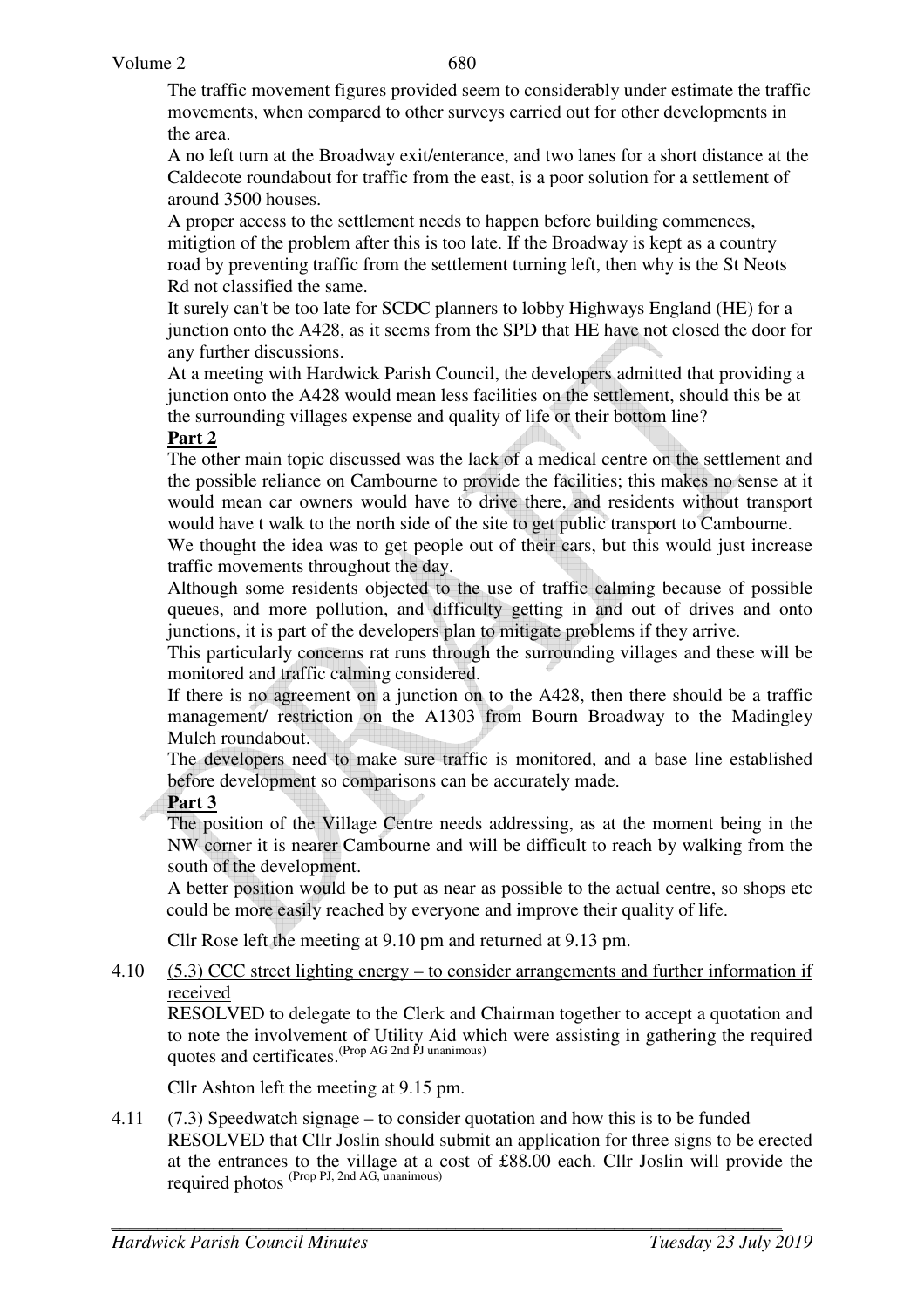The traffic movement figures provided seem to considerably under estimate the traffic movements, when compared to other surveys carried out for other developments in the area.

A no left turn at the Broadway exit/enterance, and two lanes for a short distance at the Caldecote roundabout for traffic from the east, is a poor solution for a settlement of around 3500 houses.

A proper access to the settlement needs to happen before building commences, mitigtion of the problem after this is too late. If the Broadway is kept as a country road by preventing traffic from the settlement turning left, then why is the St Neots Rd not classified the same.

It surely can't be too late for SCDC planners to lobby Highways England (HE) for a junction onto the A428, as it seems from the SPD that HE have not closed the door for any further discussions.

At a meeting with Hardwick Parish Council, the developers admitted that providing a junction onto the A428 would mean less facilities on the settlement, should this be at the surrounding villages expense and quality of life or their bottom line?

**Part 2**

The other main topic discussed was the lack of a medical centre on the settlement and the possible reliance on Cambourne to provide the facilities; this makes no sense at it would mean car owners would have to drive there, and residents without transport would have t walk to the north side of the site to get public transport to Cambourne.

We thought the idea was to get people out of their cars, but this would just increase traffic movements throughout the day.

Although some residents objected to the use of traffic calming because of possible queues, and more pollution, and difficulty getting in and out of drives and onto junctions, it is part of the developers plan to mitigate problems if they arrive.

This particularly concerns rat runs through the surrounding villages and these will be monitored and traffic calming considered.

If there is no agreement on a junction on to the A428, then there should be a traffic management/ restriction on the A1303 from Bourn Broadway to the Madingley Mulch roundabout.

The developers need to make sure traffic is monitored, and a base line established before development so comparisons can be accurately made.

**Part 3**

The position of the Village Centre needs addressing, as at the moment being in the NW corner it is nearer Cambourne and will be difficult to reach by walking from the south of the development.

A better position would be to put as near as possible to the actual centre, so shops etc could be more easily reached by everyone and improve their quality of life.

Cllr Rose left the meeting at 9.10 pm and returned at 9.13 pm.

4.10 (5.3) CCC street lighting energy – to consider arrangements and further information if received

RESOLVED to delegate to the Clerk and Chairman together to accept a quotation and to note the involvement of Utility Aid which were assisting in gathering the required quotes and certificates. (Prop AG 2nd PJ unanimous)

Cllr Ashton left the meeting at 9.15 pm.

4.11 (7.3) Speedwatch signage – to consider quotation and how this is to be funded

RESOLVED that Cllr Joslin should submit an application for three signs to be erected at the entrances to the village at a cost of £88.00 each. Cllr Joslin will provide the required photos (Prop PJ, 2nd AG, unanimous)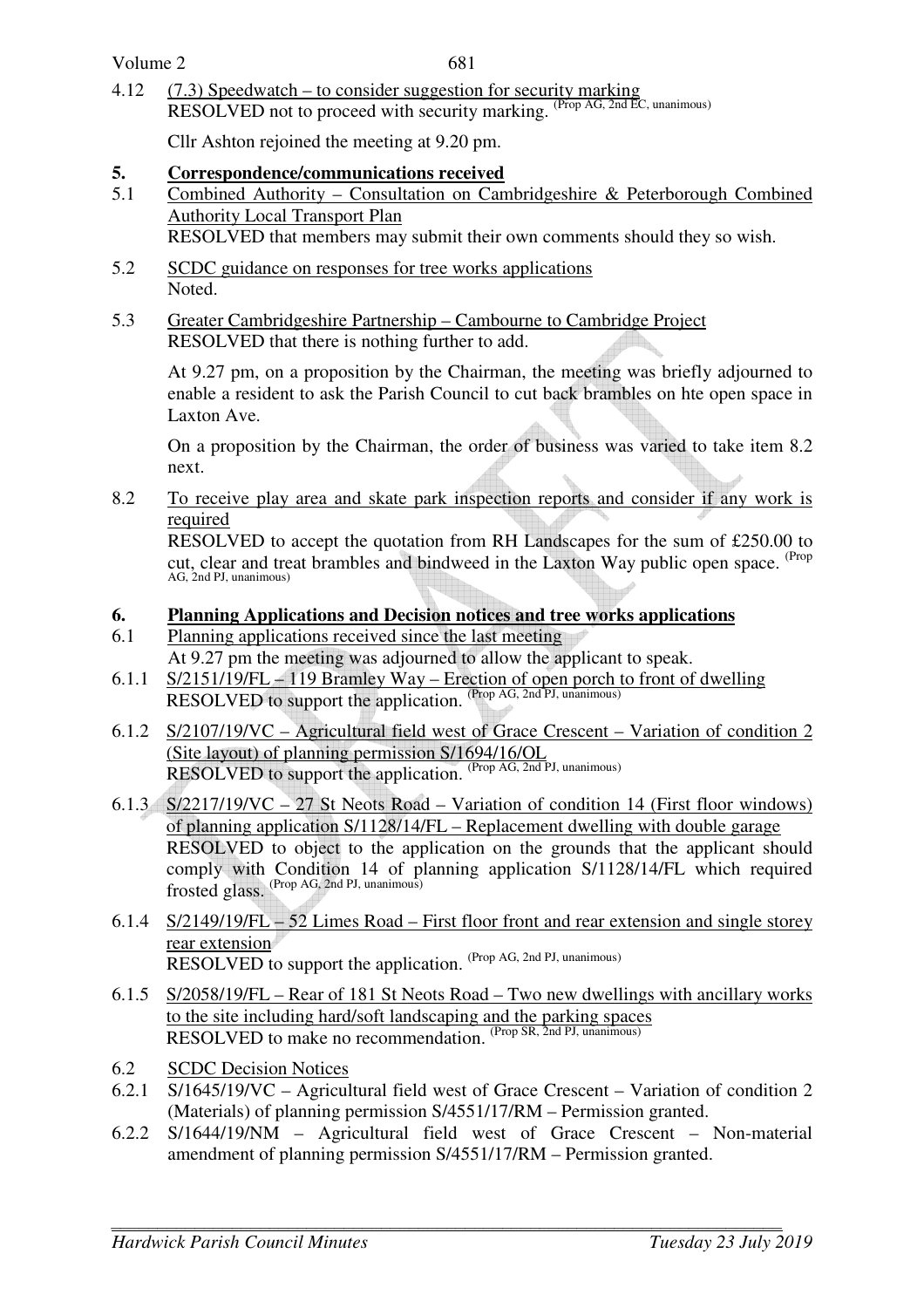4.12 <u>(7.3) Speedwatch – to consider suggestion for security marking</u>
RESOLVED not to proceed with security marking. (Prop AG, 2nd EC, unanimous)

Cllr Ashton rejoined the meeting at 9.20 pm.

## 5. Correspondence/communications received

5.1 <u>Combined Authority – Consultation on Cambridgeshire & Peterborough Combined Authority Local Transport Plan</u>
RESOLVED that members may submit their own comments should they so wish.

5.2 <u>SCDC guidance on responses for tree works applications</u>
Noted.

5.3 <u>Greater Cambridgeshire Partnership – Cambourne to Cambridge Project</u>
RESOLVED that there is nothing further to add.

At 9.27 pm, on a proposition by the Chairman, the meeting was briefly adjourned to enable a resident to ask the Parish Council to cut back brambles on hte open space in Laxton Ave.

On a proposition by the Chairman, the order of business was varied to take item 8.2 next.

8.2 <u>To receive play area and skate park inspection reports and consider if any work is required</u>
RESOLVED to accept the quotation from RH Landscapes for the sum of £250.00 to cut, clear and treat brambles and bindweed in the Laxton Way public open space. (Prop AG, 2nd PJ, unanimous)

## 6. Planning Applications and Decision notices and tree works applications

6.1 <u>Planning applications received since the last meeting</u>
At 9.27 pm the meeting was adjourned to allow the applicant to speak.

6.1.1 <u>S/2151/19/FL – 119 Bramley Way – Erection of open porch to front of dwelling</u>
RESOLVED to support the application. (Prop AG, 2nd PJ, unanimous)

6.1.2 <u>S/2107/19/VC – Agricultural field west of Grace Crescent – Variation of condition 2 (Site layout) of planning permission S/1694/16/OL</u>
RESOLVED to support the application. (Prop AG, 2nd PJ, unanimous)

6.1.3 <u>S/2217/19/VC – 27 St Neots Road – Variation of condition 14 (First floor windows) of planning application S/1128/14/FL – Replacement dwelling with double garage</u>
RESOLVED to object to the application on the grounds that the applicant should comply with Condition 14 of planning application S/1128/14/FL which required frosted glass. (Prop AG, 2nd PJ, unanimous)

6.1.4 <u>S/2149/19/FL – 52 Limes Road – First floor front and rear extension and single storey rear extension</u>
RESOLVED to support the application. (Prop AG, 2nd PJ, unanimous)

6.1.5 <u>S/2058/19/FL – Rear of 181 St Neots Road – Two new dwellings with ancillary works to the site including hard/soft landscaping and the parking spaces</u>
RESOLVED to make no recommendation. (Prop SR, 2nd PJ, unanimous)

6.2 <u>SCDC Decision Notices</u>

6.2.1 S/1645/19/VC – Agricultural field west of Grace Crescent – Variation of condition 2 (Materials) of planning permission S/4551/17/RM – Permission granted.

6.2.2 S/1644/19/NM – Agricultural field west of Grace Crescent – Non-material amendment of planning permission S/4551/17/RM – Permission granted.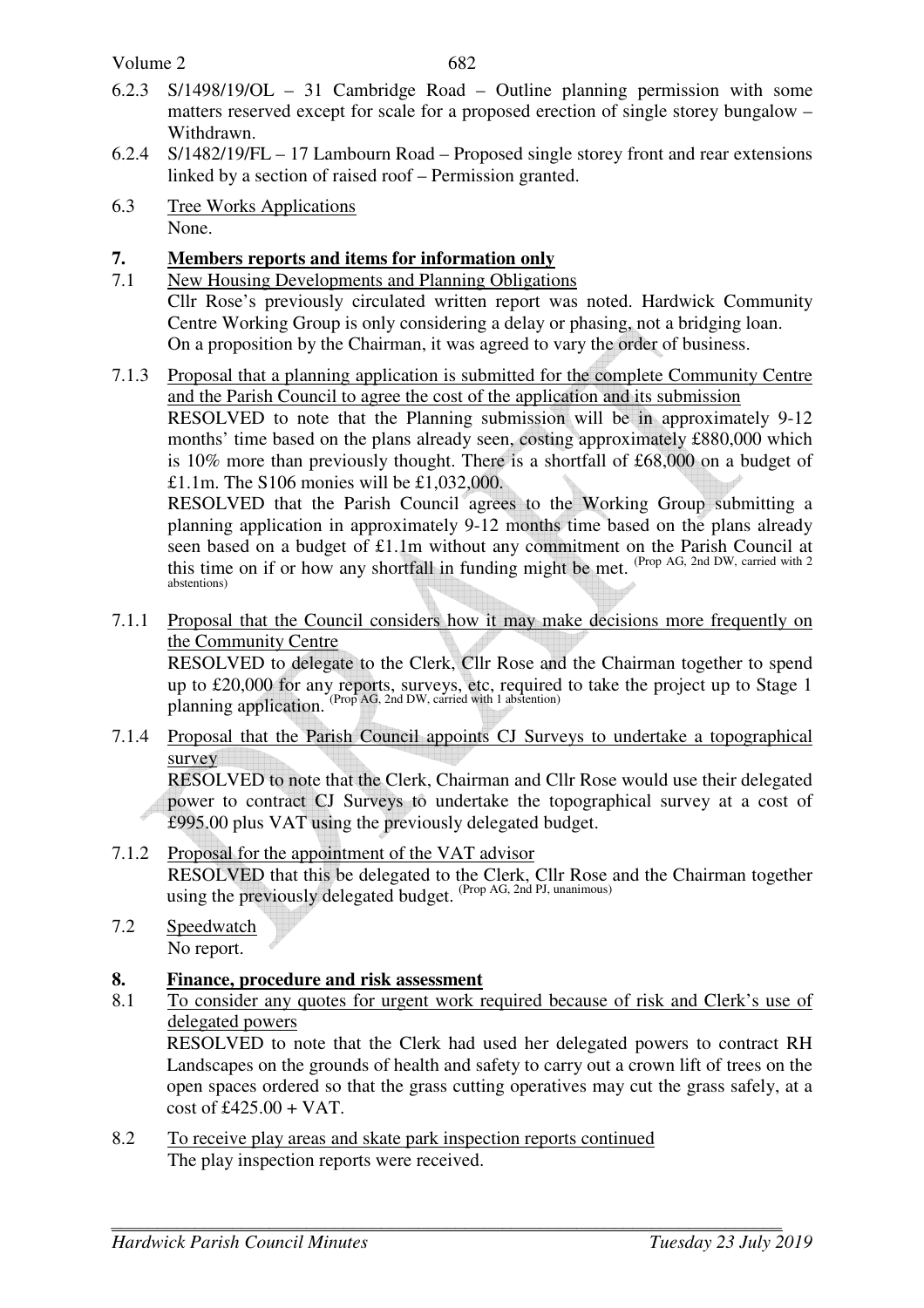6.2.3 S/1498/19/OL – 31 Cambridge Road – Outline planning permission with some matters reserved except for scale for a proposed erection of single storey bungalow – Withdrawn.

6.2.4 S/1482/19/FL – 17 Lambourn Road – Proposed single storey front and rear extensions linked by a section of raised roof – Permission granted.

6.3 Tree Works Applications
None.

## 7. Members reports and items for information only

7.1 New Housing Developments and Planning Obligations
Cllr Rose's previously circulated written report was noted. Hardwick Community Centre Working Group is only considering a delay or phasing, not a bridging loan.
On a proposition by the Chairman, it was agreed to vary the order of business.

7.1.3 Proposal that a planning application is submitted for the complete Community Centre and the Parish Council to agree the cost of the application and its submission
RESOLVED to note that the Planning submission will be in approximately 9-12 months' time based on the plans already seen, costing approximately £880,000 which is 10% more than previously thought. There is a shortfall of £68,000 on a budget of £1.1m. The S106 monies will be £1,032,000.
RESOLVED that the Parish Council agrees to the Working Group submitting a planning application in approximately 9-12 months time based on the plans already seen based on a budget of £1.1m without any commitment on the Parish Council at this time on if or how any shortfall in funding might be met. (Prop AG, 2nd DW, carried with 2 abstentions)

7.1.1 Proposal that the Council considers how it may make decisions more frequently on the Community Centre
RESOLVED to delegate to the Clerk, Cllr Rose and the Chairman together to spend up to £20,000 for any reports, surveys, etc, required to take the project up to Stage 1 planning application. (Prop AG, 2nd DW, carried with 1 abstention)

7.1.4 Proposal that the Parish Council appoints CJ Surveys to undertake a topographical survey
RESOLVED to note that the Clerk, Chairman and Cllr Rose would use their delegated power to contract CJ Surveys to undertake the topographical survey at a cost of £995.00 plus VAT using the previously delegated budget.

7.1.2 Proposal for the appointment of the VAT advisor
RESOLVED that this be delegated to the Clerk, Cllr Rose and the Chairman together using the previously delegated budget. (Prop AG, 2nd PJ, unanimous)

7.2 Speedwatch
No report.

## 8. Finance, procedure and risk assessment

8.1 To consider any quotes for urgent work required because of risk and Clerk's use of delegated powers
RESOLVED to note that the Clerk had used her delegated powers to contract RH Landscapes on the grounds of health and safety to carry out a crown lift of trees on the open spaces ordered so that the grass cutting operatives may cut the grass safely, at a cost of £425.00 + VAT.

8.2 To receive play areas and skate park inspection reports continued
The play inspection reports were received.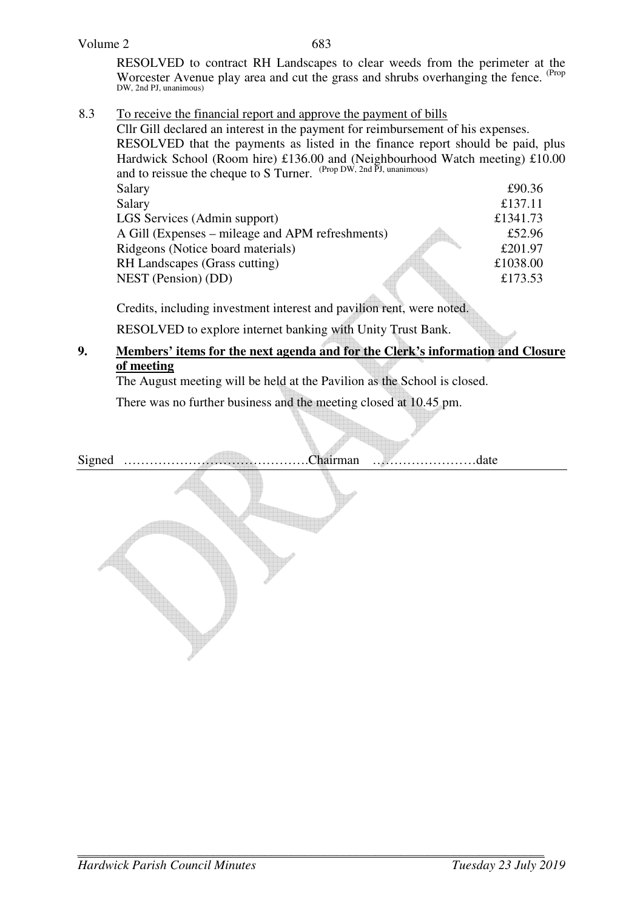RESOLVED to contract RH Landscapes to clear weeds from the perimeter at the Worcester Avenue play area and cut the grass and shrubs overhanging the fence. (Prop DW, 2nd PJ, unanimous)

8.3 To receive the financial report and approve the payment of bills

Cllr Gill declared an interest in the payment for reimbursement of his expenses.

RESOLVED that the payments as listed in the finance report should be paid, plus Hardwick School (Room hire) £136.00 and (Neighbourhood Watch meeting) £10.00 and to reissue the cheque to S Turner. (Prop DW, 2nd PJ, unanimous)

| | |
|---|---|
| Salary | £90.36 |
| Salary | £137.11 |
| LGS Services (Admin support) | £1341.73 |
| A Gill (Expenses – mileage and APM refreshments) | £52.96 |
| Ridgeons (Notice board materials) | £201.97 |
| RH Landscapes (Grass cutting) | £1038.00 |
| NEST (Pension) (DD) | £173.53 |

Credits, including investment interest and pavilion rent, were noted.

RESOLVED to explore internet banking with Unity Trust Bank.

## 9. Members' items for the next agenda and for the Clerk's information and Closure of meeting

The August meeting will be held at the Pavilion as the School is closed.

There was no further business and the meeting closed at 10.45 pm.

Signed ……………………………………Chairman ……………………date